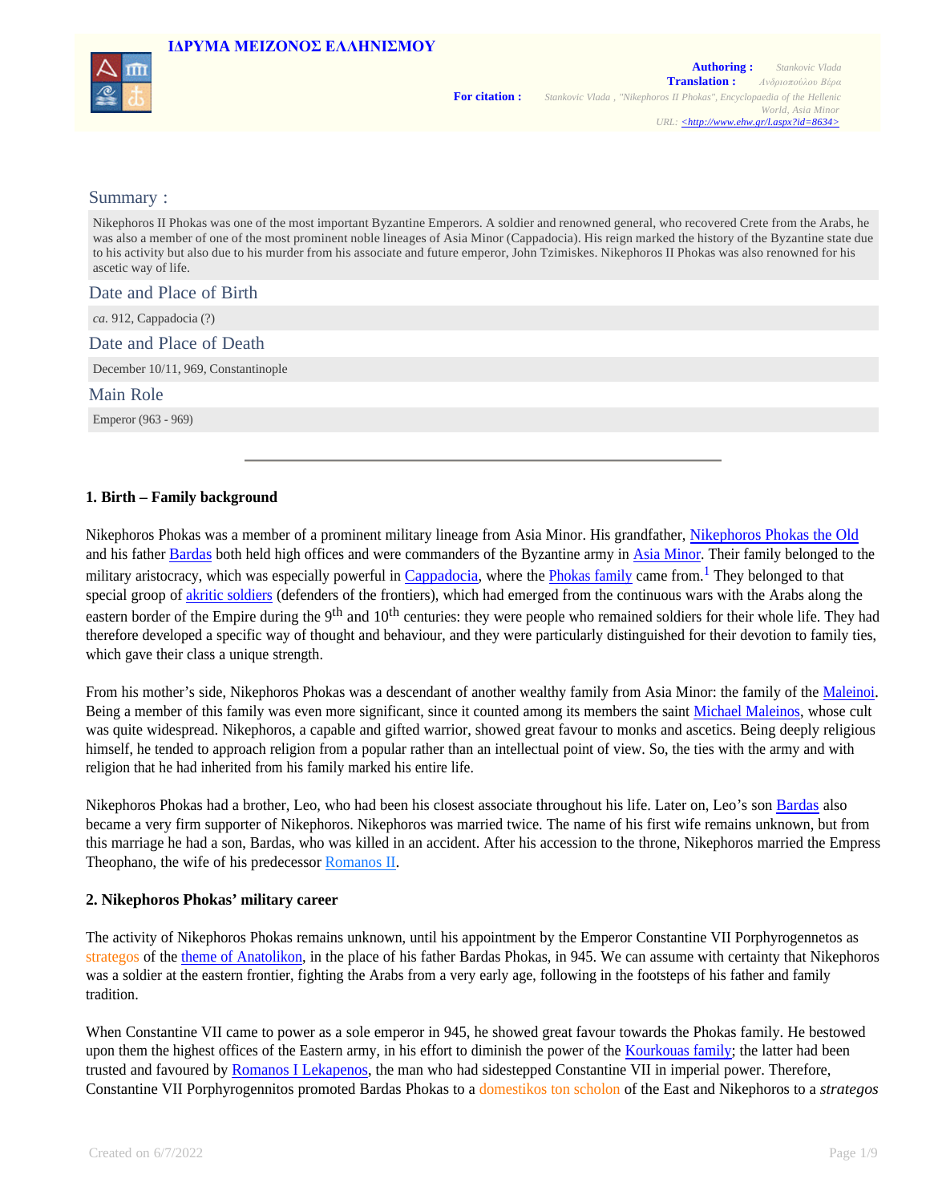ΙΔΡΥΜΑ ΜΕΙΖΟΝΟΣ ΕΛΛΗΝΙΣΜΟΥ

**Authoring :** Stankovic Vlada
**Translation :** Ανδριοπούλου Βέρα

**For citation :** Stankovic Vlada , "Nikephoros II Phokas", Encyclopaedia of the Hellenic World, Asia Minor
URL: <http://www.ehw.gr/l.aspx?id=8634>

## Summary :

Nikephoros II Phokas was one of the most important Byzantine Emperors. A soldier and renowned general, who recovered Crete from the Arabs, he was also a member of one of the most prominent noble lineages of Asia Minor (Cappadocia). His reign marked the history of the Byzantine state due to his activity but also due to his murder from his associate and future emperor, John Tzimiskes. Nikephoros II Phokas was also renowned for his ascetic way of life.

## Date and Place of Birth

*ca.* 912, Cappadocia (?)

## Date and Place of Death

December 10/11, 969, Constantinople

## Main Role

Emperor (963 - 969)

---

### 1. Birth – Family background

Nikephoros Phokas was a member of a prominent military lineage from Asia Minor. His grandfather, Nikephoros Phokas the Old and his father Bardas both held high offices and were commanders of the Byzantine army in Asia Minor. Their family belonged to the military aristocracy, which was especially powerful in Cappadocia, where the Phokas family came from.[1] They belonged to that special groop of akritic soldiers (defenders of the frontiers), which had emerged from the continuous wars with the Arabs along the eastern border of the Empire during the 9th and 10th centuries: they were people who remained soldiers for their whole life. They had therefore developed a specific way of thought and behaviour, and they were particularly distinguished for their devotion to family ties, which gave their class a unique strength.

From his mother's side, Nikephoros Phokas was a descendant of another wealthy family from Asia Minor: the family of the Maleinoi. Being a member of this family was even more significant, since it counted among its members the saint Michael Maleinos, whose cult was quite widespread. Nikephoros, a capable and gifted warrior, showed great favour to monks and ascetics. Being deeply religious himself, he tended to approach religion from a popular rather than an intellectual point of view. So, the ties with the army and with religion that he had inherited from his family marked his entire life.

Nikephoros Phokas had a brother, Leo, who had been his closest associate throughout his life. Later on, Leo's son Bardas also became a very firm supporter of Nikephoros. Nikephoros was married twice. The name of his first wife remains unknown, but from this marriage he had a son, Bardas, who was killed in an accident. After his accession to the throne, Nikephoros married the Empress Theophano, the wife of his predecessor Romanos II.

### 2. Nikephoros Phokas' military career

The activity of Nikephoros Phokas remains unknown, until his appointment by the Emperor Constantine VII Porphyrogennetos as strategos of the theme of Anatolikon, in the place of his father Bardas Phokas, in 945. We can assume with certainty that Nikephoros was a soldier at the eastern frontier, fighting the Arabs from a very early age, following in the footsteps of his father and family tradition.

When Constantine VII came to power as a sole emperor in 945, he showed great favour towards the Phokas family. He bestowed upon them the highest offices of the Eastern army, in his effort to diminish the power of the Kourkouas family; the latter had been trusted and favoured by Romanos I Lekapenos, the man who had sidestepped Constantine VII in imperial power. Therefore, Constantine VII Porphyrogennitos promoted Bardas Phokas to a domestikos ton scholon of the East and Nikephoros to a *strategos*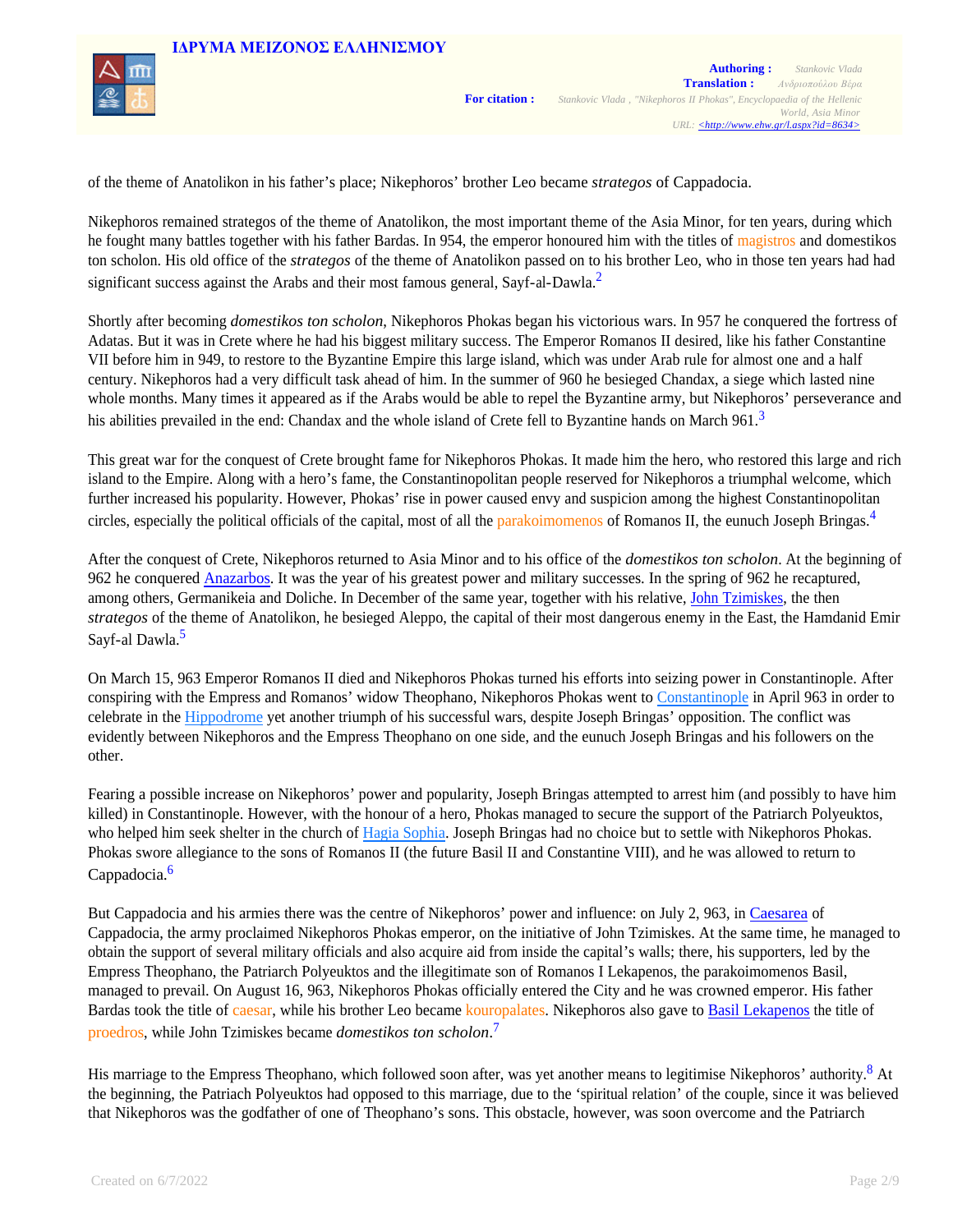of the theme of Anatolikon in his father's place; Nikephoros' brother Leo became *strategos* of Cappadocia.

Nikephoros remained strategos of the theme of Anatolikon, the most important theme of the Asia Minor, for ten years, during which he fought many battles together with his father Bardas. In 954, the emperor honoured him with the titles of magistros and domestikos ton scholon. His old office of the *strategos* of the theme of Anatolikon passed on to his brother Leo, who in those ten years had had significant success against the Arabs and their most famous general, Sayf-al-Dawla.[2]

Shortly after becoming *domestikos ton scholon*, Nikephoros Phokas began his victorious wars. In 957 he conquered the fortress of Adatas. But it was in Crete where he had his biggest military success. The Emperor Romanos II desired, like his father Constantine VII before him in 949, to restore to the Byzantine Empire this large island, which was under Arab rule for almost one and a half century. Nikephoros had a very difficult task ahead of him. In the summer of 960 he besieged Chandax, a siege which lasted nine whole months. Many times it appeared as if the Arabs would be able to repel the Byzantine army, but Nikephoros' perseverance and his abilities prevailed in the end: Chandax and the whole island of Crete fell to Byzantine hands on March 961.[3]

This great war for the conquest of Crete brought fame for Nikephoros Phokas. It made him the hero, who restored this large and rich island to the Empire. Along with a hero's fame, the Constantinopolitan people reserved for Nikephoros a triumphal welcome, which further increased his popularity. However, Phokas' rise in power caused envy and suspicion among the highest Constantinopolitan circles, especially the political officials of the capital, most of all the parakoimomenos of Romanos II, the eunuch Joseph Bringas.[4]

After the conquest of Crete, Nikephoros returned to Asia Minor and to his office of the *domestikos ton scholon*. At the beginning of 962 he conquered Anazarbos. It was the year of his greatest power and military successes. In the spring of 962 he recaptured, among others, Germanikeia and Doliche. In December of the same year, together with his relative, John Tzimiskes, the then *strategos* of the theme of Anatolikon, he besieged Aleppo, the capital of their most dangerous enemy in the East, the Hamdanid Emir Sayf-al Dawla.[5]

On March 15, 963 Emperor Romanos II died and Nikephoros Phokas turned his efforts into seizing power in Constantinople. After conspiring with the Empress and Romanos' widow Theophano, Nikephoros Phokas went to Constantinople in April 963 in order to celebrate in the Hippodrome yet another triumph of his successful wars, despite Joseph Bringas' opposition. The conflict was evidently between Nikephoros and the Empress Theophano on one side, and the eunuch Joseph Bringas and his followers on the other.

Fearing a possible increase on Nikephoros' power and popularity, Joseph Bringas attempted to arrest him (and possibly to have him killed) in Constantinople. However, with the honour of a hero, Phokas managed to secure the support of the Patriarch Polyeuktos, who helped him seek shelter in the church of Hagia Sophia. Joseph Bringas had no choice but to settle with Nikephoros Phokas. Phokas swore allegiance to the sons of Romanos II (the future Basil II and Constantine VIII), and he was allowed to return to Cappadocia.[6]

But Cappadocia and his armies there was the centre of Nikephoros' power and influence: on July 2, 963, in Caesarea of Cappadocia, the army proclaimed Nikephoros Phokas emperor, on the initiative of John Tzimiskes. At the same time, he managed to obtain the support of several military officials and also acquire aid from inside the capital's walls; there, his supporters, led by the Empress Theophano, the Patriarch Polyeuktos and the illegitimate son of Romanos I Lekapenos, the parakoimomenos Basil, managed to prevail. On August 16, 963, Nikephoros Phokas officially entered the City and he was crowned emperor. His father Bardas took the title of caesar, while his brother Leo became kouropalates. Nikephoros also gave to Basil Lekapenos the title of proedros, while John Tzimiskes became *domestikos ton scholon*.[7]

His marriage to the Empress Theophano, which followed soon after, was yet another means to legitimise Nikephoros' authority.[8] At the beginning, the Patriach Polyeuktos had opposed to this marriage, due to the 'spiritual relation' of the couple, since it was believed that Nikephoros was the godfather of one of Theophano's sons. This obstacle, however, was soon overcome and the Patriarch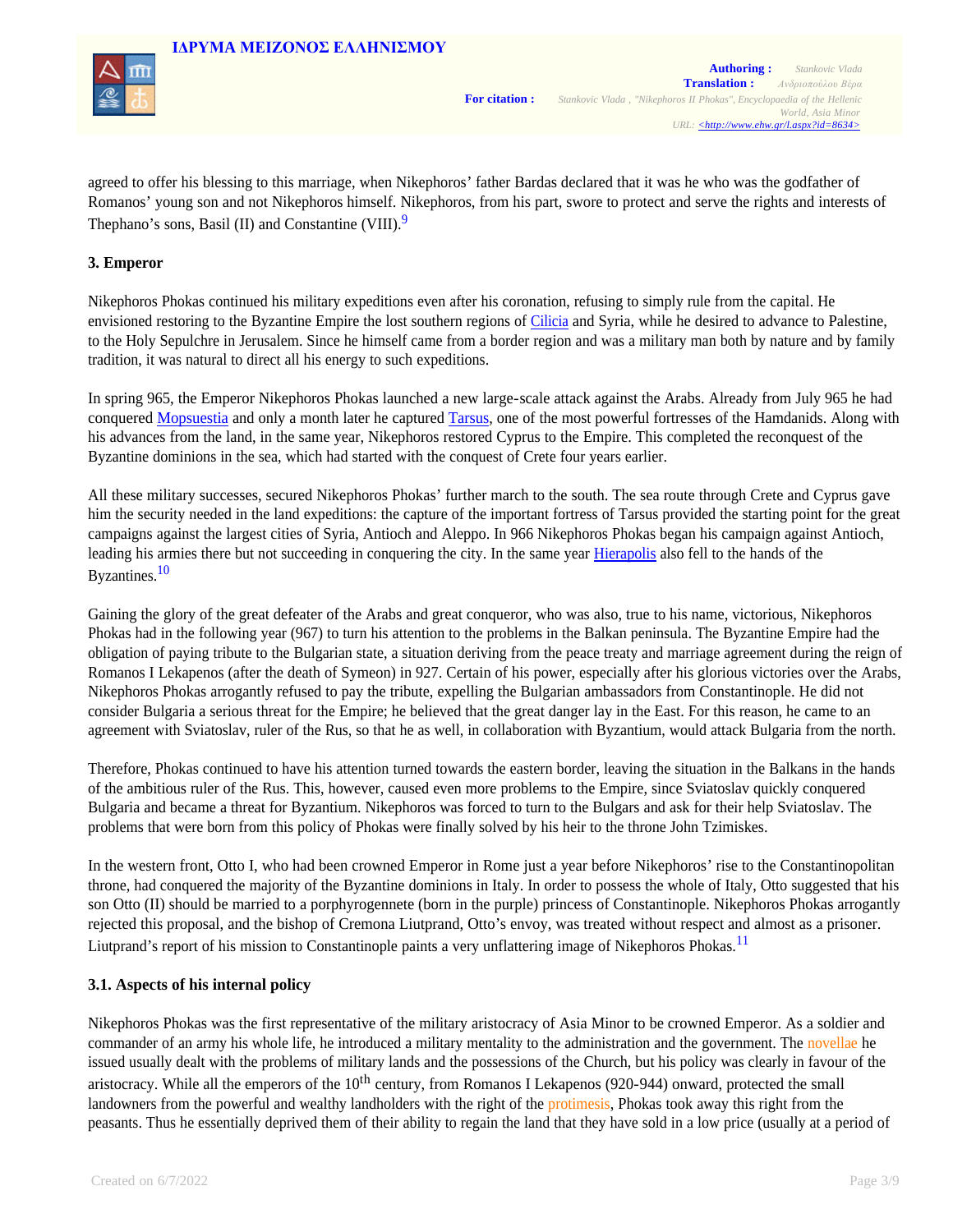agreed to offer his blessing to this marriage, when Nikephoros' father Bardas declared that it was he who was the godfather of Romanos' young son and not Nikephoros himself. Nikephoros, from his part, swore to protect and serve the rights and interests of Thephano's sons, Basil (II) and Constantine (VIII).[9]

### 3. Emperor

Nikephoros Phokas continued his military expeditions even after his coronation, refusing to simply rule from the capital. He envisioned restoring to the Byzantine Empire the lost southern regions of Cilicia and Syria, while he desired to advance to Palestine, to the Holy Sepulchre in Jerusalem. Since he himself came from a border region and was a military man both by nature and by family tradition, it was natural to direct all his energy to such expeditions.

In spring 965, the Emperor Nikephoros Phokas launched a new large-scale attack against the Arabs. Already from July 965 he had conquered Mopsuestia and only a month later he captured Tarsus, one of the most powerful fortresses of the Hamdanids. Along with his advances from the land, in the same year, Nikephoros restored Cyprus to the Empire. This completed the reconquest of the Byzantine dominions in the sea, which had started with the conquest of Crete four years earlier.

All these military successes, secured Nikephoros Phokas' further march to the south. The sea route through Crete and Cyprus gave him the security needed in the land expeditions: the capture of the important fortress of Tarsus provided the starting point for the great campaigns against the largest cities of Syria, Antioch and Aleppo. In 966 Nikephoros Phokas began his campaign against Antioch, leading his armies there but not succeeding in conquering the city. In the same year Hierapolis also fell to the hands of the Byzantines.[10]

Gaining the glory of the great defeater of the Arabs and great conqueror, who was also, true to his name, victorious, Nikephoros Phokas had in the following year (967) to turn his attention to the problems in the Balkan peninsula. The Byzantine Empire had the obligation of paying tribute to the Bulgarian state, a situation deriving from the peace treaty and marriage agreement during the reign of Romanos I Lekapenos (after the death of Symeon) in 927. Certain of his power, especially after his glorious victories over the Arabs, Nikephoros Phokas arrogantly refused to pay the tribute, expelling the Bulgarian ambassadors from Constantinople. He did not consider Bulgaria a serious threat for the Empire; he believed that the great danger lay in the East. For this reason, he came to an agreement with Sviatoslav, ruler of the Rus, so that he as well, in collaboration with Byzantium, would attack Bulgaria from the north.

Therefore, Phokas continued to have his attention turned towards the eastern border, leaving the situation in the Balkans in the hands of the ambitious ruler of the Rus. This, however, caused even more problems to the Empire, since Sviatoslav quickly conquered Bulgaria and became a threat for Byzantium. Nikephoros was forced to turn to the Bulgars and ask for their help Sviatoslav. The problems that were born from this policy of Phokas were finally solved by his heir to the throne John Tzimiskes.

In the western front, Otto I, who had been crowned Emperor in Rome just a year before Nikephoros' rise to the Constantinopolitan throne, had conquered the majority of the Byzantine dominions in Italy. In order to possess the whole of Italy, Otto suggested that his son Otto (II) should be married to a porphyrogennete (born in the purple) princess of Constantinople. Nikephoros Phokas arrogantly rejected this proposal, and the bishop of Cremona Liutprand, Otto's envoy, was treated without respect and almost as a prisoner. Liutprand's report of his mission to Constantinople paints a very unflattering image of Nikephoros Phokas.[11]

#### 3.1. Aspects of his internal policy

Nikephoros Phokas was the first representative of the military aristocracy of Asia Minor to be crowned Emperor. As a soldier and commander of an army his whole life, he introduced a military mentality to the administration and the government. The novellae he issued usually dealt with the problems of military lands and the possessions of the Church, but his policy was clearly in favour of the aristocracy. While all the emperors of the 10th century, from Romanos I Lekapenos (920-944) onward, protected the small landowners from the powerful and wealthy landholders with the right of the protimesis, Phokas took away this right from the peasants. Thus he essentially deprived them of their ability to regain the land that they have sold in a low price (usually at a period of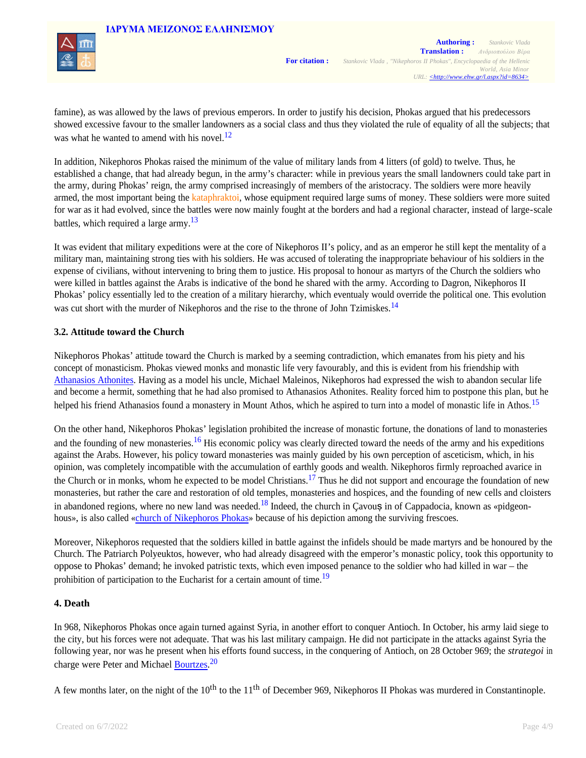famine), as was allowed by the laws of previous emperors. In order to justify his decision, Phokas argued that his predecessors showed excessive favour to the smaller landowners as a social class and thus they violated the rule of equality of all the subjects; that was what he wanted to amend with his novel.[12]

In addition, Nikephoros Phokas raised the minimum of the value of military lands from 4 litters (of gold) to twelve. Thus, he established a change, that had already begun, in the army's character: while in previous years the small landowners could take part in the army, during Phokas' reign, the army comprised increasingly of members of the aristocracy. The soldiers were more heavily armed, the most important being the kataphraktoi, whose equipment required large sums of money. These soldiers were more suited for war as it had evolved, since the battles were now mainly fought at the borders and had a regional character, instead of large-scale battles, which required a large army.[13]

It was evident that military expeditions were at the core of Nikephoros II's policy, and as an emperor he still kept the mentality of a military man, maintaining strong ties with his soldiers. He was accused of tolerating the inappropriate behaviour of his soldiers in the expense of civilians, without intervening to bring them to justice. His proposal to honour as martyrs of the Church the soldiers who were killed in battles against the Arabs is indicative of the bond he shared with the army. According to Dagron, Nikephoros II Phokas' policy essentially led to the creation of a military hierarchy, which eventualy would override the political one. This evolution was cut short with the murder of Nikephoros and the rise to the throne of John Tzimiskes.[14]

### 3.2. Attitude toward the Church

Nikephoros Phokas' attitude toward the Church is marked by a seeming contradiction, which emanates from his piety and his concept of monasticism. Phokas viewed monks and monastic life very favourably, and this is evident from his friendship with Athanasios Athonites. Having as a model his uncle, Michael Maleinos, Nikephoros had expressed the wish to abandon secular life and become a hermit, something that he had also promised to Athanasios Athonites. Reality forced him to postpone this plan, but he helped his friend Athanasios found a monastery in Mount Athos, which he aspired to turn into a model of monastic life in Athos.[15]

On the other hand, Nikephoros Phokas' legislation prohibited the increase of monastic fortune, the donations of land to monasteries and the founding of new monasteries.[16] His economic policy was clearly directed toward the needs of the army and his expeditions against the Arabs. However, his policy toward monasteries was mainly guided by his own perception of asceticism, which, in his opinion, was completely incompatible with the accumulation of earthly goods and wealth. Nikephoros firmly reproached avarice in the Church or in monks, whom he expected to be model Christians.[17] Thus he did not support and encourage the foundation of new monasteries, but rather the care and restoration of old temples, monasteries and hospices, and the founding of new cells and cloisters in abandoned regions, where no new land was needed.[18] Indeed, the church in Çavuș in of Cappadocia, known as «pidgeon-hous», is also called «church of Nikephoros Phokas» because of his depiction among the surviving frescoes.

Moreover, Nikephoros requested that the soldiers killed in battle against the infidels should be made martyrs and be honoured by the Church. The Patriarch Polyeuktos, however, who had already disagreed with the emperor's monastic policy, took this opportunity to oppose to Phokas' demand; he invoked patristic texts, which even imposed penance to the soldier who had killed in war – the prohibition of participation to the Eucharist for a certain amount of time.[19]

## 4. Death

In 968, Nikephoros Phokas once again turned against Syria, in another effort to conquer Antioch. In October, his army laid siege to the city, but his forces were not adequate. That was his last military campaign. He did not participate in the attacks against Syria the following year, nor was he present when his efforts found success, in the conquering of Antioch, on 28 October 969; the *strategoi* in charge were Peter and Michael Bourtzes.[20]

A few months later, on the night of the 10th to the 11th of December 969, Nikephoros II Phokas was murdered in Constantinople.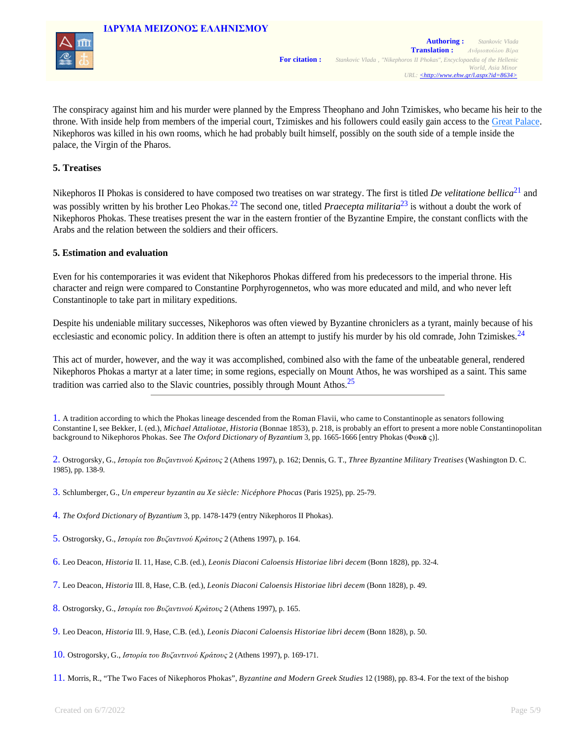The conspiracy against him and his murder were planned by the Empress Theophano and John Tzimiskes, who became his heir to the throne. With inside help from members of the imperial court, Tzimiskes and his followers could easily gain access to the Great Palace. Nikephoros was killed in his own rooms, which he had probably built himself, possibly on the south side of a temple inside the palace, the Virgin of the Pharos.

### 5. Treatises

Nikephoros II Phokas is considered to have composed two treatises on war strategy. The first is titled *De velitatione bellica*[21] and was possibly written by his brother Leo Phokas.[22] The second one, titled *Praecepta militaria*[23] is without a doubt the work of Nikephoros Phokas. These treatises present the war in the eastern frontier of the Byzantine Empire, the constant conflicts with the Arabs and the relation between the soldiers and their officers.

### 5. Estimation and evaluation

Even for his contemporaries it was evident that Nikephoros Phokas differed from his predecessors to the imperial throne. His character and reign were compared to Constantine Porphyrogennetos, who was more educated and mild, and who never left Constantinople to take part in military expeditions.

Despite his undeniable military successes, Nikephoros was often viewed by Byzantine chroniclers as a tyrant, mainly because of his ecclesiastic and economic policy. In addition there is often an attempt to justify his murder by his old comrade, John Tzimiskes.[24]

This act of murder, however, and the way it was accomplished, combined also with the fame of the unbeatable general, rendered Nikephoros Phokas a martyr at a later time; in some regions, especially on Mount Athos, he was worshiped as a saint. This same tradition was carried also to the Slavic countries, possibly through Mount Athos.[25]

---

1. A tradition according to which the Phokas lineage descended from the Roman Flavii, who came to Constantinople as senators following Constantine I, see Bekker, I. (ed.), *Michael Attaliotae, Historia* (Bonnae 1853), p. 218, is probably an effort to present a more noble Constantinopolitan background to Nikephoros Phokas. See *The Oxford Dictionary of Byzantium* 3, pp. 1665-1666 [entry Phokas (Φωκᾶς)].

2. Ostrogorsky, G., *Ιστορία του Βυζαντινού Κράτους* 2 (Athens 1997), p. 162; Dennis, G. T., *Three Byzantine Military Treatises* (Washington D. C. 1985), pp. 138-9.

3. Schlumberger, G., *Un empereur byzantin au Xe siècle: Nicéphore Phocas* (Paris 1925), pp. 25-79.

4. *The Oxford Dictionary of Byzantium* 3, pp. 1478-1479 (entry Nikephoros II Phokas).

5. Ostrogorsky, G., *Ιστορία του Βυζαντινού Κράτους* 2 (Athens 1997), p. 164.

6. Leo Deacon, *Historia* II. 11, Hase, C.B. (ed.), *Leonis Diaconi Caloensis Historiae libri decem* (Bonn 1828), pp. 32-4.

7. Leo Deacon, *Historia* III. 8, Hase, C.B. (ed.), *Leonis Diaconi Caloensis Historiae libri decem* (Bonn 1828), p. 49.

8. Ostrogorsky, G., *Ιστορία του Βυζαντινού Κράτους* 2 (Athens 1997), p. 165.

9. Leo Deacon, *Historia* III. 9, Hase, C.B. (ed.), *Leonis Diaconi Caloensis Historiae libri decem* (Bonn 1828), p. 50.

10. Ostrogorsky, G., *Ιστορία του Βυζαντινού Κράτους* 2 (Athens 1997), p. 169-171.

11. Morris, R., "The Two Faces of Nikephoros Phokas", *Byzantine and Modern Greek Studies* 12 (1988), pp. 83-4. For the text of the bishop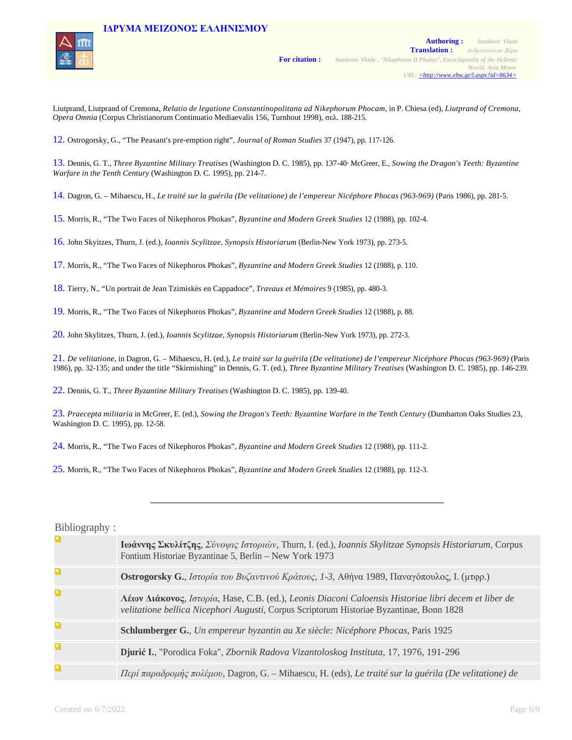Liutprand, Liutprand of Cremona, *Relatio de legatione Constantinopolitana ad Nikephorum Phocam*, in P. Chiesa (ed), *Liutprand of Cremona*, *Opera Omnia* (Corpus Christianorum Continuatio Mediaevalis 156, Turnhout 1998), σελ. 188-215.

12. Ostrogorsky, G., “The Peasant's pre-emption right”, *Journal of Roman Studies* 37 (1947), pp. 117-126.

13. Dennis, G. T., *Three Byzantine Military Treatises* (Washington D. C. 1985), pp. 137-40· McGreer, E., *Sowing the Dragon's Teeth: Byzantine Warfare in the Tenth Century* (Washington D. C. 1995), pp. 214-7.

14. Dagron, G. – Mihaescu, H., *Le traité sur la guérila (De velitatione) de l'empereur Nicéphore Phocas (963-969)* (Paris 1986), pp. 281-5.

15. Morris, R., “The Two Faces of Nikephoros Phokas”, *Byzantine and Modern Greek Studies* 12 (1988), pp. 102-4.

16. John Skyitzes, Thurn, J. (ed.), *Ioannis Scylitzae, Synopsis Historiarum* (Berlin-New York 1973), pp. 273-5.

17. Morris, R., “The Two Faces of Nikephoros Phokas”, *Byzantine and Modern Greek Studies* 12 (1988), p. 110.

18. Tierry, N., “Un portrait de Jean Tzimiskès en Cappadoce”, *Travaux et Mémoires* 9 (1985), pp. 480-3.

19. Morris, R., “The Two Faces of Nikephoros Phokas”, *Byzantine and Modern Greek Studies* 12 (1988), p. 88.

20. John Skylitzes, Thurn, J. (ed.), *Ioannis Scylitzae, Synopsis Historiarum* (Berlin-New York 1973), pp. 272-3.

21. *De velitatione*, in Dagron, G. – Mihaescu, H. (ed.), *Le traité sur la guérila (De velitatione) de l'empereur Nicéphore Phocas (963-969)* (Paris 1986), pp. 32-135; and under the title “Skirmishing” in Dennis, G. T. (ed.), *Three Byzantine Military Treatises* (Washington D. C. 1985), pp. 146-239.

22. Dennis, G. T., *Three Byzantine Military Treatises* (Washington D. C. 1985), pp. 139-40.

23. *Praecepta militaria* in McGreer, E. (ed.), *Sowing the Dragon's Teeth: Byzantine Warfare in the Tenth Century* (Dumbarton Oaks Studies 23, Washington D. C. 1995), pp. 12-58.

24. Morris, R., “The Two Faces of Nikephoros Phokas”, *Byzantine and Modern Greek Studies* 12 (1988), pp. 111-2.

25. Morris, R., “The Two Faces of Nikephoros Phokas”, *Byzantine and Modern Greek Studies* 12 (1988), pp. 112-3.

---

## Bibliography :

- **Ιωάννης Σκυλίτζης**, *Σύνοψις Ιστοριών*, Thurn, I. (ed.), *Ioannis Skylitzae Synopsis Historiarum*, Corpus Fontium Historiae Byzantinae 5, Berlin – New York 1973
- **Ostrogorsky G.**, *Ιστορία του Βυζαντινού Κράτους, 1-3*, Αθήνα 1989, Παναγόπουλος, Ι. (μτφρ.)
- **Λέων Διάκονος**, *Ιστορία*, Hase, C.B. (ed.), *Leonis Diaconi Caloensis Historiae libri decem et liber de velitatione bellica Nicephori Augusti*, Corpus Scriptorum Historiae Byzantinae, Bonn 1828
- **Schlumberger G.**, *Un empereur byzantin au Xe siècle: Nicéphore Phocas*, Paris 1925
- **Djurić I.**, "Porodica Foka", *Zbornik Radova Vizantoloskog Instituta*, 17, 1976, 191-296
- *Περί παραδρομής πολέμου*, Dagron, G. – Mihaescu, H. (eds), *Le traité sur la guérila (De velitatione) de*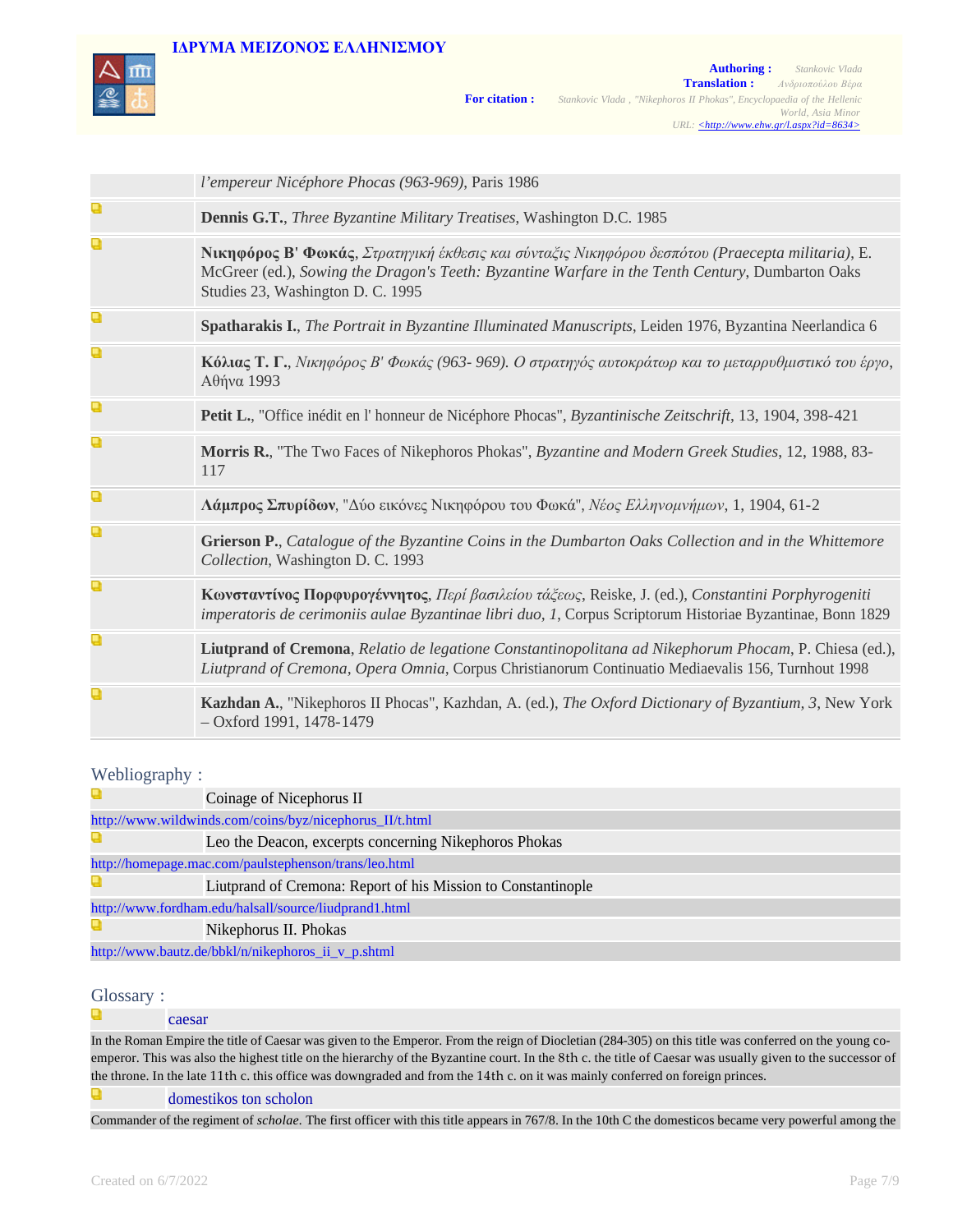*l'empereur Nicéphore Phocas (963-969)*, Paris 1986

- **Dennis G.T.**, *Three Byzantine Military Treatises*, Washington D.C. 1985
- **Νικηφόρος Β' Φωκάς**, *Στρατηγική έκθεσις και σύνταξις Νικηφόρου δεσπότου (Praecepta militaria)*, E. McGreer (ed.), *Sowing the Dragon's Teeth: Byzantine Warfare in the Tenth Century*, Dumbarton Oaks Studies 23, Washington D. C. 1995
- **Spatharakis I.**, *The Portrait in Byzantine Illuminated Manuscripts*, Leiden 1976, Byzantina Neerlandica 6
- **Κόλιας Τ. Γ.**, *Νικηφόρος Β' Φωκάς (963- 969). Ο στρατηγός αυτοκράτωρ και το μεταρρυθμιστικό του έργο*, Αθήνα 1993
- **Petit L.**, "Office inédit en l' honneur de Nicéphore Phocas", *Byzantinische Zeitschrift*, 13, 1904, 398-421
- **Morris R.**, "The Two Faces of Nikephoros Phokas", *Byzantine and Modern Greek Studies*, 12, 1988, 83-117
- **Λάμπρος Σπυρίδων**, "Δύο εικόνες Νικηφόρου του Φωκά", *Νέος Ελληνομνήμων*, 1, 1904, 61-2
- **Grierson P.**, *Catalogue of the Byzantine Coins in the Dumbarton Oaks Collection and in the Whittemore Collection*, Washington D. C. 1993
- **Κωνσταντίνος Πορφυρογέννητος**, *Περί βασιλείου τάξεως*, Reiske, J. (ed.), *Constantini Porphyrogeniti imperatoris de cerimoniis aulae Byzantinae libri duo, 1*, Corpus Scriptorum Historiae Byzantinae, Bonn 1829
- **Liutprand of Cremona**, *Relatio de legatione Constantinopolitana ad Nikephorum Phocam*, P. Chiesa (ed.), *Liutprand of Cremona, Opera Omnia*, Corpus Christianorum Continuatio Mediaevalis 156, Turnhout 1998
- **Kazhdan A.**, "Nikephoros II Phocas", Kazhdan, A. (ed.), *The Oxford Dictionary of Byzantium, 3*, New York – Oxford 1991, 1478-1479

## Webliography :

- Coinage of Nicephorus II
  http://www.wildwinds.com/coins/byz/nicephorus_II/t.html
- Leo the Deacon, excerpts concerning Nikephoros Phokas
  http://homepage.mac.com/paulstephenson/trans/leo.html
- Liutprand of Cremona: Report of his Mission to Constantinople
  http://www.fordham.edu/halsall/source/liudprand1.html
- Nikephorus II. Phokas
  http://www.bautz.de/bbkl/n/nikephoros_ii_v_p.shtml

## Glossary :

**caesar**

In the Roman Empire the title of Caesar was given to the Emperor. From the reign of Diocletian (284-305) on this title was conferred on the young co-emperor. This was also the highest title on the hierarchy of the Byzantine court. In the 8th c. the title of Caesar was usually given to the successor of the throne. In the late 11th c. this office was downgraded and from the 14th c. on it was mainly conferred on foreign princes.

**domestikos ton scholon**

Commander of the regiment of *scholae.* The first officer with this title appears in 767/8. In the 10th C the domesticos became very powerful among the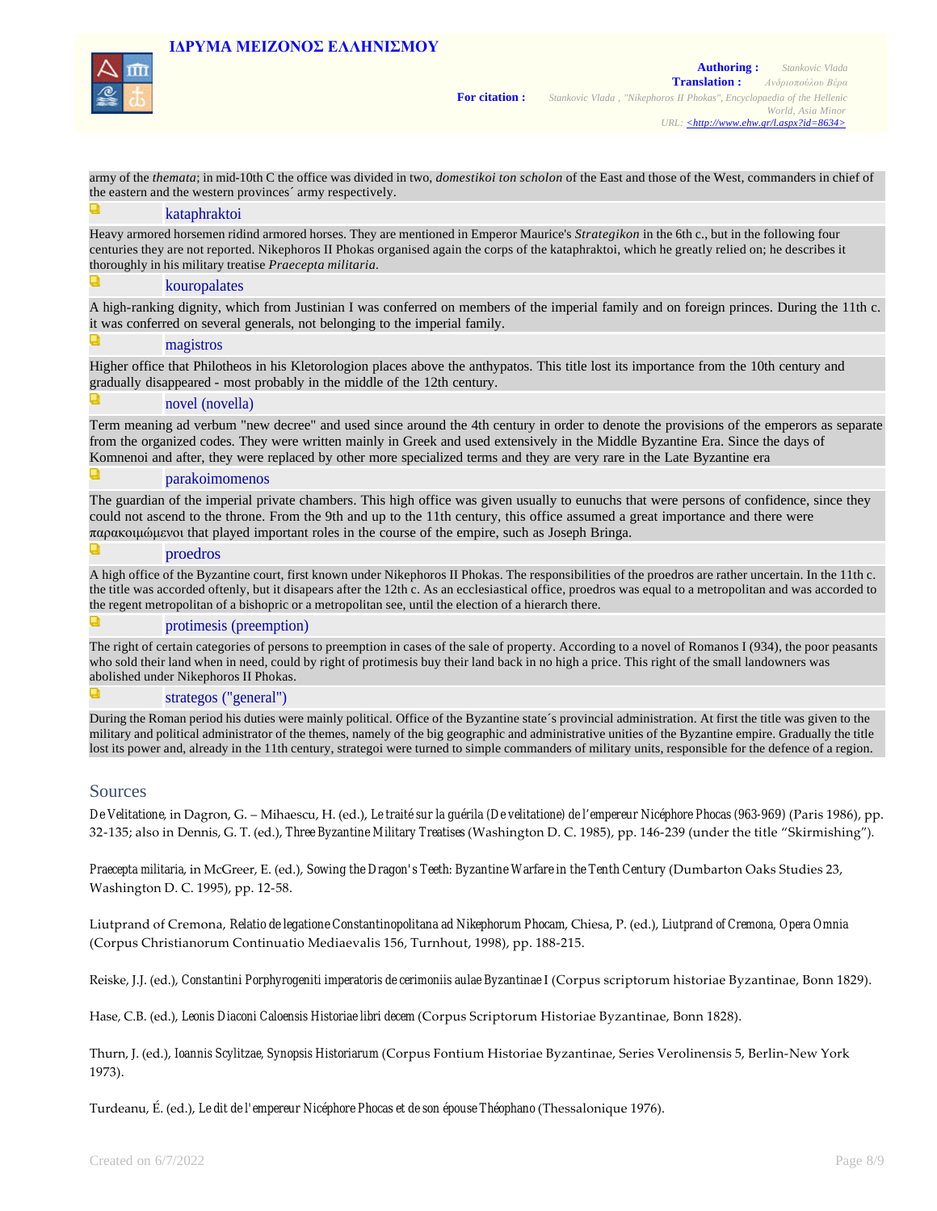army of the *themata*; in mid-10th C the office was divided in two, *domestikoi ton scholon* of the East and those of the West, commanders in chief of the eastern and the western provinces´ army respectively.

**kataphraktoi**

Heavy armored horsemen ridind armored horses. They are mentioned in Emperor Maurice's *Strategikon* in the 6th c., but in the following four centuries they are not reported. Nikephoros II Phokas organised again the corps of the kataphraktoi, which he greatly relied on; he describes it thoroughly in his military treatise *Praecepta militaria*.

**kouropalates**

A high-ranking dignity, which from Justinian I was conferred on members of the imperial family and on foreign princes. During the 11th c. it was conferred on several generals, not belonging to the imperial family.

**magistros**

Higher office that Philotheos in his Kletorologion places above the anthypatos. This title lost its importance from the 10th century and gradually disappeared - most probably in the middle of the 12th century.

**novel (novella)**

Term meaning ad verbum "new decree" and used since around the 4th century in order to denote the provisions of the emperors as separate from the organized codes. They were written mainly in Greek and used extensively in the Middle Byzantine Era. Since the days of Komnenoi and after, they were replaced by other more specialized terms and they are very rare in the Late Byzantine era

**parakoimomenos**

The guardian of the imperial private chambers. This high office was given usually to eunuchs that were persons of confidence, since they could not ascend to the throne. From the 9th and up to the 11th century, this office assumed a great importance and there were παρακοιμώμενοι that played important roles in the course of the empire, such as Joseph Bringa.

**proedros**

A high office of the Byzantine court, first known under Nikephoros II Phokas. The responsibilities of the proedros are rather uncertain. In the 11th c. the title was accorded oftenly, but it disapears after the 12th c. As an ecclesiastical office, proedros was equal to a metropolitan and was accorded to the regent metropolitan of a bishopric or a metropolitan see, until the election of a hierarch there.

**protimesis (preemption)**

The right of certain categories of persons to preemption in cases of the sale of property. According to a novel of Romanos I (934), the poor peasants who sold their land when in need, could by right of protimesis buy their land back in no high a price. This right of the small landowners was abolished under Nikephoros II Phokas.

**strategos ("general")**

During the Roman period his duties were mainly political. Office of the Byzantine state´s provincial administration. At first the title was given to the military and political administrator of the themes, namely of the big geographic and administrative unities of the Byzantine empire. Gradually the title lost its power and, already in the 11th century, strategoi were turned to simple commanders of military units, responsible for the defence of a region.

## Sources

*De Velitatione*, in Dagron, G. – Mihaescu, H. (ed.), *Le traité sur la guérila (De velitatione) de l'empereur Nicéphore Phocas (963-969)* (Paris 1986), pp. 32-135; also in Dennis, G. T. (ed.), *Three Byzantine Military Treatises* (Washington D. C. 1985), pp. 146-239 (under the title "Skirmishing").

*Praecepta militaria*, in McGreer, E. (ed.), *Sowing the Dragon's Teeth: Byzantine Warfare in the Tenth Century* (Dumbarton Oaks Studies 23, Washington D. C. 1995), pp. 12-58.

Liutprand of Cremona, *Relatio de legatione Constantinopolitana ad Nikephorum Phocam*, Chiesa, P. (ed.), *Liutprand of Cremona, Opera Omnia* (Corpus Christianorum Continuatio Mediaevalis 156, Turnhout, 1998), pp. 188-215.

Reiske, J.J. (ed.), *Constantini Porphyrogeniti imperatoris de cerimoniis aulae Byzantinae I* (Corpus scriptorum historiae Byzantinae, Bonn 1829).

Hase, C.B. (ed.), *Leonis Diaconi Caloensis Historiae libri decem* (Corpus Scriptorum Historiae Byzantinae, Bonn 1828).

Thurn, J. (ed.), *Ioannis Scylitzae, Synopsis Historiarum* (Corpus Fontium Historiae Byzantinae, Series Verolinensis 5, Berlin-New York 1973).

Turdeanu, É. (ed.), *Le dit de l'empereur Nicéphore Phocas et de son épouse Théophano* (Thessalonique 1976).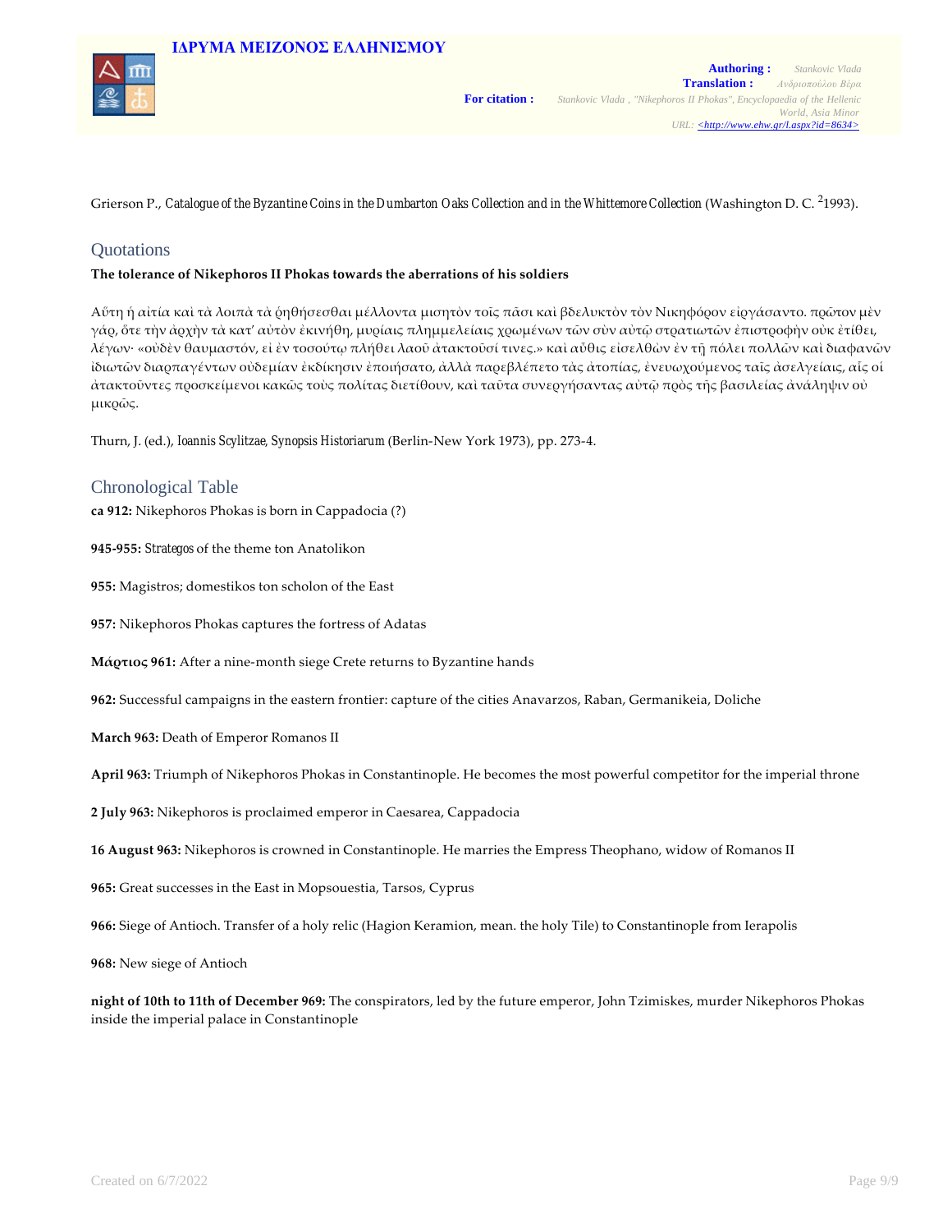Grierson P., *Catalogue of the Byzantine Coins in the Dumbarton Oaks Collection and in the Whittemore Collection* (Washington D. C. [2]1993).

## Quotations

**The tolerance of Nikephoros II Phokas towards the aberrations of his soldiers**

Αὕτη ἡ αἰτία καὶ τὰ λοιπὰ τὰ ῥηθήσεσθαι μέλλοντα μισητὸν τοῖς πᾶσι καὶ βδελυκτὸν τὸν Νικηφόρον εἰργάσαντο. πρῶτον μὲν γάρ, ὅτε τὴν ἀρχὴν τὰ κατ' αὐτὸν ἐκινήθη, μυρίαις πλημμελείαις χρωμένων τῶν σὺν αὐτῷ στρατιωτῶν ἐπιστροφὴν οὐκ ἐτίθει, λέγων· «οὐδὲν θαυμαστόν, εἰ ἐν τοσούτῳ πλήθει λαοῦ ἀτακτοῦσί τινες.» καὶ αὖθις εἰσελθὼν ἐν τῇ πόλει πολλῶν καὶ διαφανῶν ἰδιωτῶν διαρπαγέντων οὐδεμίαν ἐκδίκησιν ἐποιήσατο, ἀλλὰ παρεβλέπετο τὰς ἀτοπίας, ἐνευωχούμενος ταῖς ἀσελγείαις, αἷς οἱ ἀτακτοῦντες προσκείμενοι κακῶς τοὺς πολίτας διετίθουν, καὶ ταῦτα συνεργήσαντας αὐτῷ πρὸς τῆς βασιλείας ἀνάληψιν οὐ μικρῶς.

Thurn, J. (ed.), *Ioannis Scylitzae, Synopsis Historiarum* (Berlin-New York 1973), pp. 273-4.

## Chronological Table

**ca 912:** Nikephoros Phokas is born in Cappadocia (?)

**945-955:** *Strategos* of the theme ton Anatolikon

**955:** Magistros; domestikos ton scholon of the East

**957:** Nikephoros Phokas captures the fortress of Adatas

**Μάρτιος 961:** After a nine-month siege Crete returns to Byzantine hands

**962:** Successful campaigns in the eastern frontier: capture of the cities Anavarzos, Raban, Germanikeia, Doliche

**March 963:** Death of Emperor Romanos II

**April 963:** Triumph of Nikephoros Phokas in Constantinople. He becomes the most powerful competitor for the imperial throne

**2 July 963:** Nikephoros is proclaimed emperor in Caesarea, Cappadocia

**16 August 963:** Nikephoros is crowned in Constantinople. He marries the Empress Theophano, widow of Romanos II

**965:** Great successes in the East in Mopsouestia, Tarsos, Cyprus

**966:** Siege of Antioch. Transfer of a holy relic (Hagion Keramion, mean. the holy Tile) to Constantinople from Ierapolis

**968:** New siege of Antioch

**night of 10th to 11th of December 969:** The conspirators, led by the future emperor, John Tzimiskes, murder Nikephoros Phokas inside the imperial palace in Constantinople